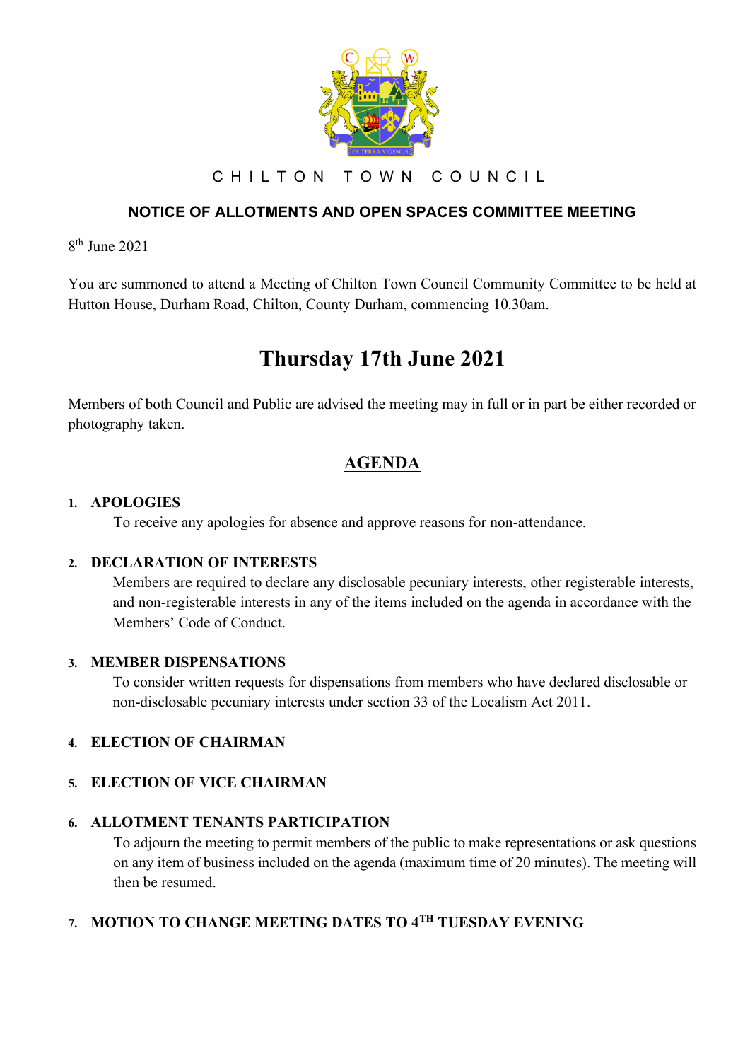CHILTON TOWN COUNCIL

## NOTICE OF ALLOTMENTS AND OPEN SPACES COMMITTEE MEETING

8th June 2021

You are summoned to attend a Meeting of Chilton Town Council Community Committee to be held at Hutton House, Durham Road, Chilton, County Durham, commencing 10.30am.

# Thursday 17th June 2021

Members of both Council and Public are advised the meeting may in full or in part be either recorded or photography taken.

## AGENDA

1. **APOLOGIES**
   To receive any apologies for absence and approve reasons for non-attendance.

2. **DECLARATION OF INTERESTS**
   Members are required to declare any disclosable pecuniary interests, other registerable interests, and non-registerable interests in any of the items included on the agenda in accordance with the Members' Code of Conduct.

3. **MEMBER DISPENSATIONS**
   To consider written requests for dispensations from members who have declared disclosable or non-disclosable pecuniary interests under section 33 of the Localism Act 2011.

4. **ELECTION OF CHAIRMAN**

5. **ELECTION OF VICE CHAIRMAN**

6. **ALLOTMENT TENANTS PARTICIPATION**
   To adjourn the meeting to permit members of the public to make representations or ask questions on any item of business included on the agenda (maximum time of 20 minutes). The meeting will then be resumed.

7. **MOTION TO CHANGE MEETING DATES TO 4TH TUESDAY EVENING**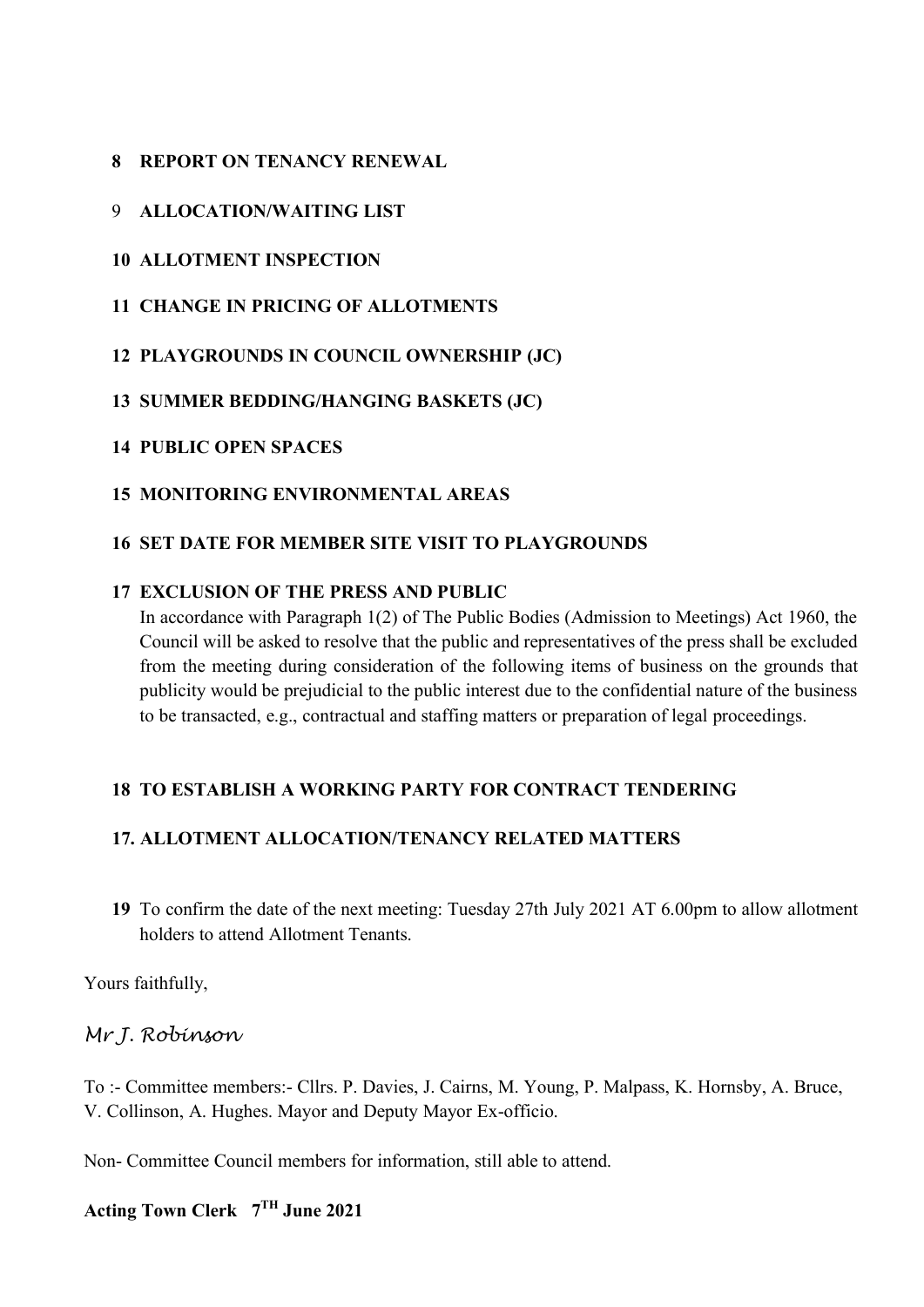**8 REPORT ON TENANCY RENEWAL**

9 **ALLOCATION/WAITING LIST**

**10 ALLOTMENT INSPECTION**

**11 CHANGE IN PRICING OF ALLOTMENTS**

**12 PLAYGROUNDS IN COUNCIL OWNERSHIP (JC)**

**13 SUMMER BEDDING/HANGING BASKETS (JC)**

**14 PUBLIC OPEN SPACES**

**15 MONITORING ENVIRONMENTAL AREAS**

**16 SET DATE FOR MEMBER SITE VISIT TO PLAYGROUNDS**

**17 EXCLUSION OF THE PRESS AND PUBLIC**

In accordance with Paragraph 1(2) of The Public Bodies (Admission to Meetings) Act 1960, the Council will be asked to resolve that the public and representatives of the press shall be excluded from the meeting during consideration of the following items of business on the grounds that publicity would be prejudicial to the public interest due to the confidential nature of the business to be transacted, e.g., contractual and staffing matters or preparation of legal proceedings.

**18 TO ESTABLISH A WORKING PARTY FOR CONTRACT TENDERING**

**17. ALLOTMENT ALLOCATION/TENANCY RELATED MATTERS**

**19** To confirm the date of the next meeting: Tuesday 27th July 2021 AT 6.00pm to allow allotment holders to attend Allotment Tenants.

Yours faithfully,

*Mr J. Robinson*

To :- Committee members:- Cllrs. P. Davies, J. Cairns, M. Young, P. Malpass, K. Hornsby, A. Bruce, V. Collinson, A. Hughes. Mayor and Deputy Mayor Ex-officio.

Non- Committee Council members for information, still able to attend.

**Acting Town Clerk 7TH June 2021**